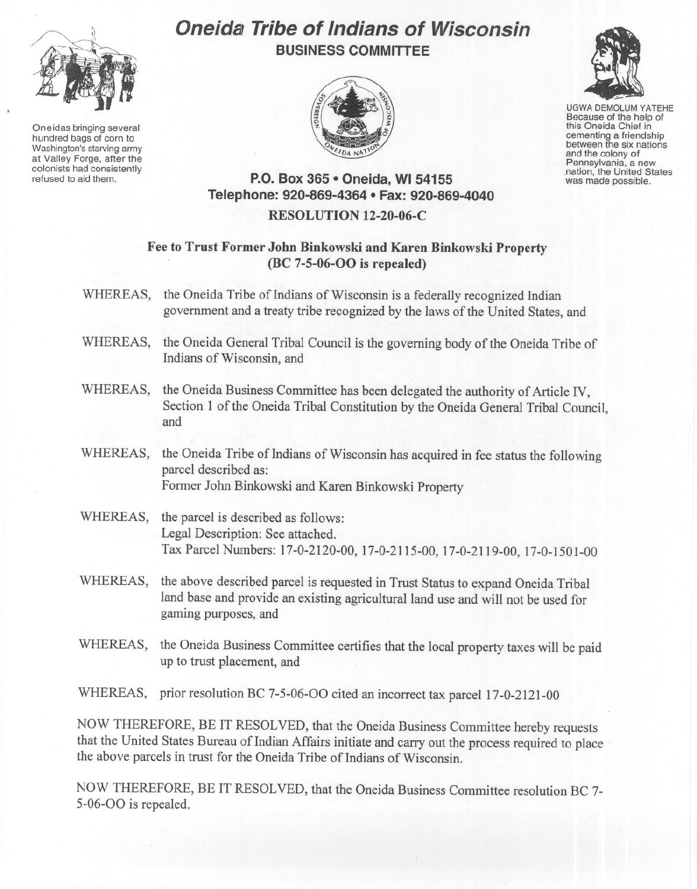Oneidas bringing several hundred bags of corn to Washington's starving army at Valley Forge, after the colonists had consistently refused to aid them.

# Oneida Tribe of Indians of Wisconsin

## BUSINESS COMMITTEE

UGWA DEMOLUM YATEHE
Because of the help of this Oneida Chief in cementing a friendship between the six nations and the colony of Pennsylvania, a new nation, the United States was made possible.

**P.O. Box 365 • Oneida, WI 54155**
**Telephone: 920-869-4364 • Fax: 920-869-4040**

**RESOLUTION 12-20-06-C**

**Fee to Trust Former John Binkowski and Karen Binkowski Property**
**(BC 7-5-06-OO is repealed)**

WHEREAS, the Oneida Tribe of Indians of Wisconsin is a federally recognized Indian government and a treaty tribe recognized by the laws of the United States, and

WHEREAS, the Oneida General Tribal Council is the governing body of the Oneida Tribe of Indians of Wisconsin, and

WHEREAS, the Oneida Business Committee has been delegated the authority of Article IV, Section 1 of the Oneida Tribal Constitution by the Oneida General Tribal Council, and

WHEREAS, the Oneida Tribe of Indians of Wisconsin has acquired in fee status the following parcel described as:
Former John Binkowski and Karen Binkowski Property

WHEREAS, the parcel is described as follows:
Legal Description: See attached.
Tax Parcel Numbers: 17-0-2120-00, 17-0-2115-00, 17-0-2119-00, 17-0-1501-00

WHEREAS, the above described parcel is requested in Trust Status to expand Oneida Tribal land base and provide an existing agricultural land use and will not be used for gaming purposes, and

WHEREAS, the Oneida Business Committee certifies that the local property taxes will be paid up to trust placement, and

WHEREAS, prior resolution BC 7-5-06-OO cited an incorrect tax parcel 17-0-2121-00

NOW THEREFORE, BE IT RESOLVED, that the Oneida Business Committee hereby requests that the United States Bureau of Indian Affairs initiate and carry out the process required to place the above parcels in trust for the Oneida Tribe of Indians of Wisconsin.

NOW THEREFORE, BE IT RESOLVED, that the Oneida Business Committee resolution BC 7-5-06-OO is repealed.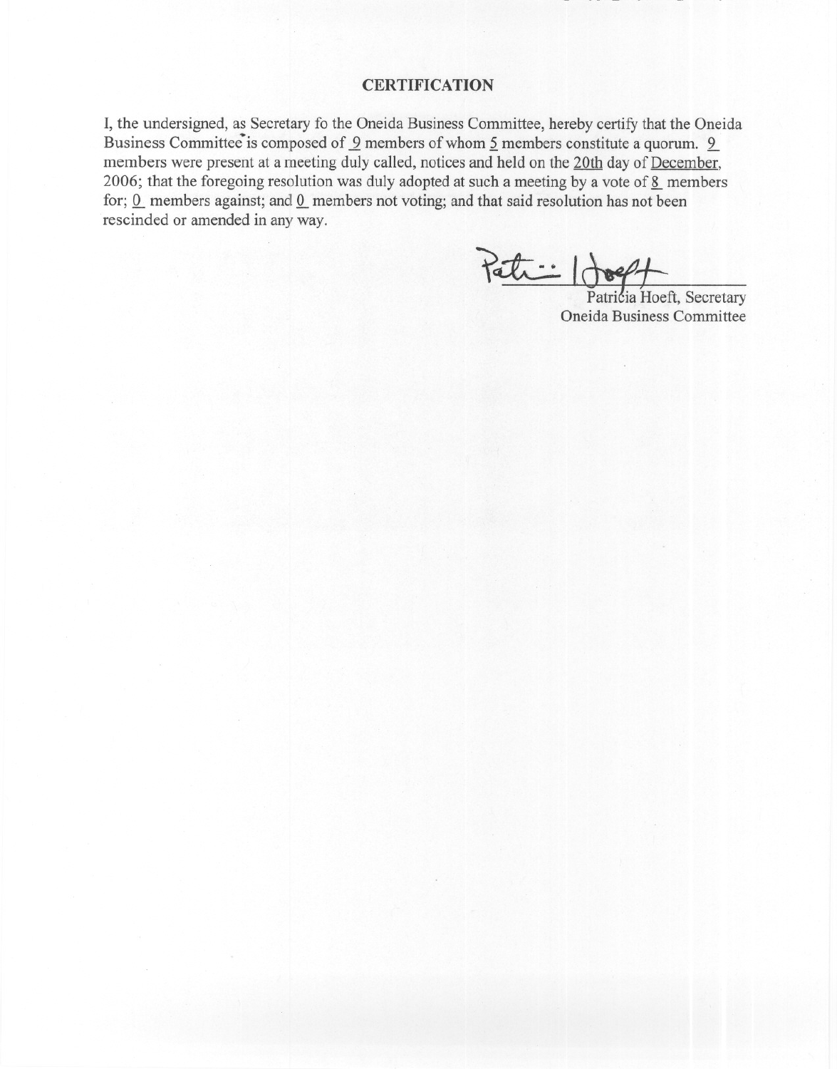## CERTIFICATION

I, the undersigned, as Secretary fo the Oneida Business Committee, hereby certify that the Oneida Business Committee is composed of 9 members of whom 5 members constitute a quorum. 9 members were present at a meeting duly called, notices and held on the 20th day of December, 2006; that the foregoing resolution was duly adopted at such a meeting by a vote of 8 members for; 0 members against; and 0 members not voting; and that said resolution has not been rescinded or amended in any way.

Patricia Hoeft, Secretary
Oneida Business Committee